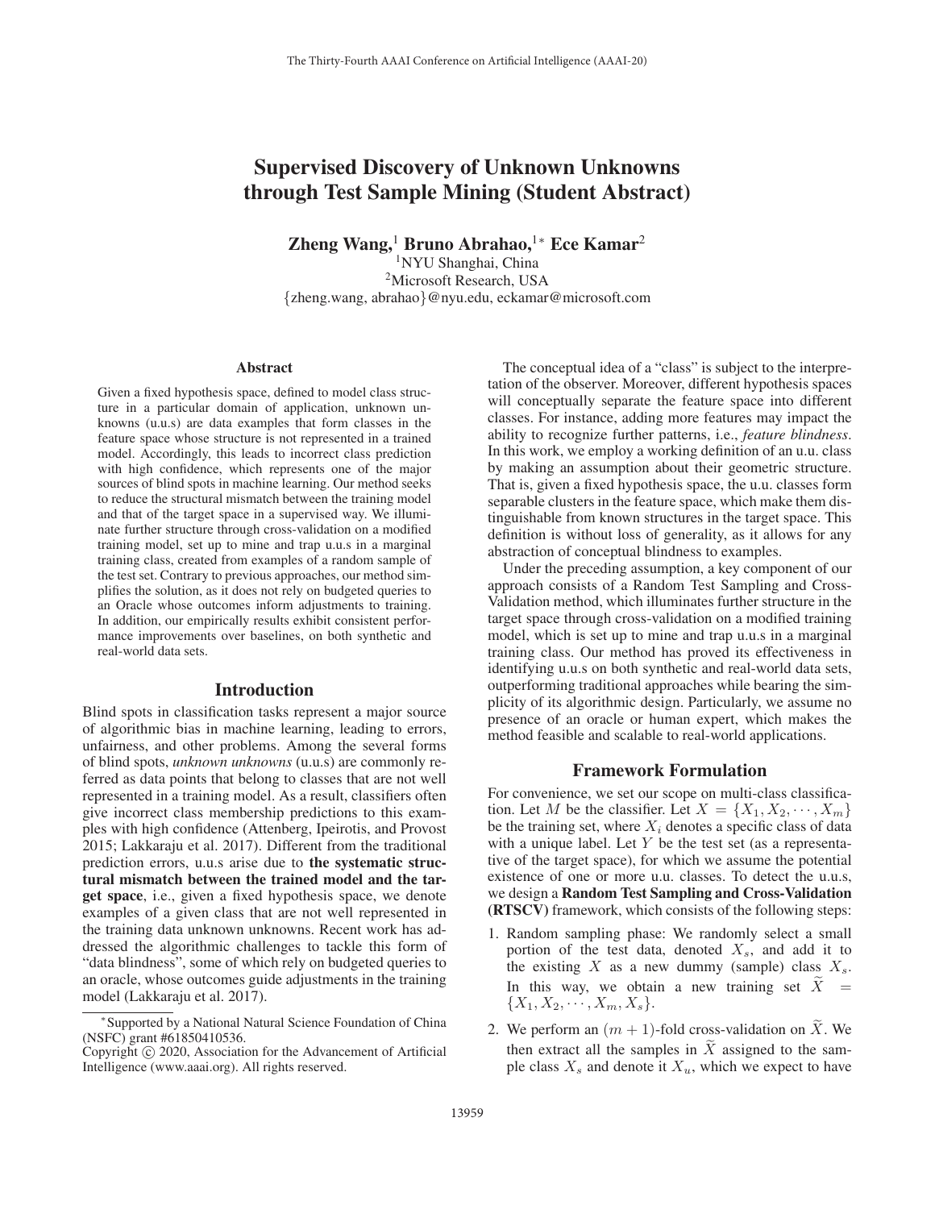# Supervised Discovery of Unknown Unknowns through Test Sample Mining (Student Abstract)

**Zheng Wang,**[1] **Bruno Abrahao,**[1*] **Ece Kamar**[2]

[1]NYU Shanghai, China
[2]Microsoft Research, USA
{zheng.wang, abrahao}@nyu.edu, eckamar@microsoft.com

## Abstract

Given a fixed hypothesis space, defined to model class structure in a particular domain of application, unknown unknowns (u.u.s) are data examples that form classes in the feature space whose structure is not represented in a trained model. Accordingly, this leads to incorrect class prediction with high confidence, which represents one of the major sources of blind spots in machine learning. Our method seeks to reduce the structural mismatch between the training model and that of the target space in a supervised way. We illuminate further structure through cross-validation on a modified training model, set up to mine and trap u.u.s in a marginal training class, created from examples of a random sample of the test set. Contrary to previous approaches, our method simplifies the solution, as it does not rely on budgeted queries to an Oracle whose outcomes inform adjustments to training. In addition, our empirically results exhibit consistent performance improvements over baselines, on both synthetic and real-world data sets.

## Introduction

Blind spots in classification tasks represent a major source of algorithmic bias in machine learning, leading to errors, unfairness, and other problems. Among the several forms of blind spots, *unknown unknowns* (u.u.s) are commonly referred as data points that belong to classes that are not well represented in a training model. As a result, classifiers often give incorrect class membership predictions to this examples with high confidence (Attenberg, Ipeirotis, and Provost 2015; Lakkaraju et al. 2017). Different from the traditional prediction errors, u.u.s arise due to **the systematic structural mismatch between the trained model and the target space**, i.e., given a fixed hypothesis space, we denote examples of a given class that are not well represented in the training data unknown unknowns. Recent work has addressed the algorithmic challenges to tackle this form of "data blindness", some of which rely on budgeted queries to an oracle, whose outcomes guide adjustments in the training model (Lakkaraju et al. 2017).

The conceptual idea of a "class" is subject to the interpretation of the observer. Moreover, different hypothesis spaces will conceptually separate the feature space into different classes. For instance, adding more features may impact the ability to recognize further patterns, i.e., *feature blindness*. In this work, we employ a working definition of an u.u. class by making an assumption about their geometric structure. That is, given a fixed hypothesis space, the u.u. classes form separable clusters in the feature space, which make them distinguishable from known structures in the target space. This definition is without loss of generality, as it allows for any abstraction of conceptual blindness to examples.

Under the preceding assumption, a key component of our approach consists of a Random Test Sampling and Cross-Validation method, which illuminates further structure in the target space through cross-validation on a modified training model, which is set up to mine and trap u.u.s in a marginal training class. Our method has proved its effectiveness in identifying u.u.s on both synthetic and real-world data sets, outperforming traditional approaches while bearing the simplicity of its algorithmic design. Particularly, we assume no presence of an oracle or human expert, which makes the method feasible and scalable to real-world applications.

## Framework Formulation

For convenience, we set our scope on multi-class classification. Let $M$ be the classifier. Let $X = \{X_1, X_2, \cdots, X_m\}$ be the training set, where $X_i$ denotes a specific class of data with a unique label. Let $Y$ be the test set (as a representative of the target space), for which we assume the potential existence of one or more u.u. classes. To detect the u.u.s, we design a **Random Test Sampling and Cross-Validation (RTSCV)** framework, which consists of the following steps:

1. Random sampling phase: We randomly select a small portion of the test data, denoted $X_s$, and add it to the existing $X$ as a new dummy (sample) class $X_s$. In this way, we obtain a new training set $\widetilde{X} = \{X_1, X_2, \cdots, X_m, X_s\}$.
2. We perform an $(m+1)$-fold cross-validation on $\widetilde{X}$. We then extract all the samples in $\widetilde{X}$ assigned to the sample class $X_s$ and denote it $X_u$, which we expect to have

---

[*]Supported by a National Natural Science Foundation of China (NSFC) grant #61850410536.

Copyright © 2020, Association for the Advancement of Artificial Intelligence (www.aaai.org). All rights reserved.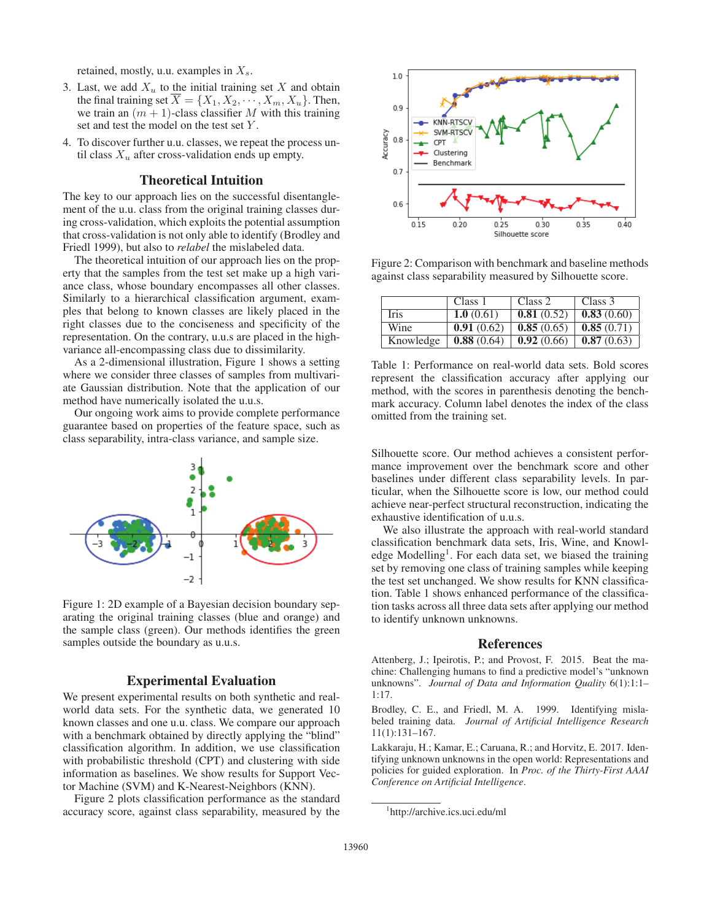retained, mostly, u.u. examples in $X_s$.

3. Last, we add $X_u$ to the initial training set $X$ and obtain the final training set $\overline{X} = \{X_1, X_2, \cdots, X_m, X_u\}$. Then, we train an $(m+1)$-class classifier $M$ with this training set and test the model on the test set $Y$.
4. To discover further u.u. classes, we repeat the process until class $X_u$ after cross-validation ends up empty.

## Theoretical Intuition

The key to our approach lies on the successful disentanglement of the u.u. class from the original training classes during cross-validation, which exploits the potential assumption that cross-validation is not only able to identify (Brodley and Friedl 1999), but also to *relabel* the mislabeled data.

The theoretical intuition of our approach lies on the property that the samples from the test set make up a high variance class, whose boundary encompasses all other classes. Similarly to a hierarchical classification argument, examples that belong to known classes are likely placed in the right classes due to the conciseness and specificity of the representation. On the contrary, u.u.s are placed in the high-variance all-encompassing class due to dissimilarity.

As a 2-dimensional illustration, Figure 1 shows a setting where we consider three classes of samples from multivariate Gaussian distribution. Note that the application of our method have numerically isolated the u.u.s.

Our ongoing work aims to provide complete performance guarantee based on properties of the feature space, such as class separability, intra-class variance, and sample size.

3
2
1
0
−1
−2
−3
−2
−1
0
1
3

Figure 1: 2D example of a Bayesian decision boundary separating the original training classes (blue and orange) and the sample class (green). Our methods identifies the green samples outside the boundary as u.u.s.

## Experimental Evaluation

We present experimental results on both synthetic and real-world data sets. For the synthetic data, we generated 10 known classes and one u.u. class. We compare our approach with a benchmark obtained by directly applying the "blind" classification algorithm. In addition, we use classification with probabilistic threshold (CPT) and clustering with side information as baselines. We show results for Support Vector Machine (SVM) and K-Nearest-Neighbors (KNN).

Figure 2 plots classification performance as the standard accuracy score, against class separability, measured by the Silhouette score. Our method achieves a consistent performance improvement over the benchmark score and other baselines under different class separability levels. In particular, when the Silhouette score is low, our method could achieve near-perfect structural reconstruction, indicating the exhaustive identification of u.u.s.

Accuracy
1.0
0.9
0.8
0.7
0.6
0.15
0.20
0.25
0.30
0.35
0.40
Silhouette score
KNN-RTSCV
SVM-RTSCV
CPT
Clustering
Benchmark

Figure 2: Comparison with benchmark and baseline methods against class separability measured by Silhouette score.

| | Class 1 | Class 2 | Class 3 |
|---|---|---|---|
| Iris | **1.0** (0.61) | **0.81** (0.52) | **0.83** (0.60) |
| Wine | **0.91** (0.62) | **0.85** (0.65) | **0.85** (0.71) |
| Knowledge | **0.88** (0.64) | **0.92** (0.66) | **0.87** (0.63) |

Table 1: Performance on real-world data sets. Bold scores represent the classification accuracy after applying our method, with the scores in parenthesis denoting the benchmark accuracy. Column label denotes the index of the class omitted from the training set.

We also illustrate the approach with real-world standard classification benchmark data sets, Iris, Wine, and Knowledge Modelling[1]. For each data set, we biased the training set by removing one class of training samples while keeping the test set unchanged. We show results for KNN classification. Table 1 shows enhanced performance of the classification tasks across all three data sets after applying our method to identify unknown unknowns.

## References

Attenberg, J.; Ipeirotis, P.; and Provost, F. 2015. Beat the machine: Challenging humans to find a predictive model's "unknown unknowns". *Journal of Data and Information Quality* 6(1):1:1–1:17.

Brodley, C. E., and Friedl, M. A. 1999. Identifying mislabeled training data. *Journal of Artificial Intelligence Research* 11(1):131–167.

Lakkaraju, H.; Kamar, E.; Caruana, R.; and Horvitz, E. 2017. Identifying unknown unknowns in the open world: Representations and policies for guided exploration. In *Proc. of the Thirty-First AAAI Conference on Artificial Intelligence*.

[1] http://archive.ics.uci.edu/ml